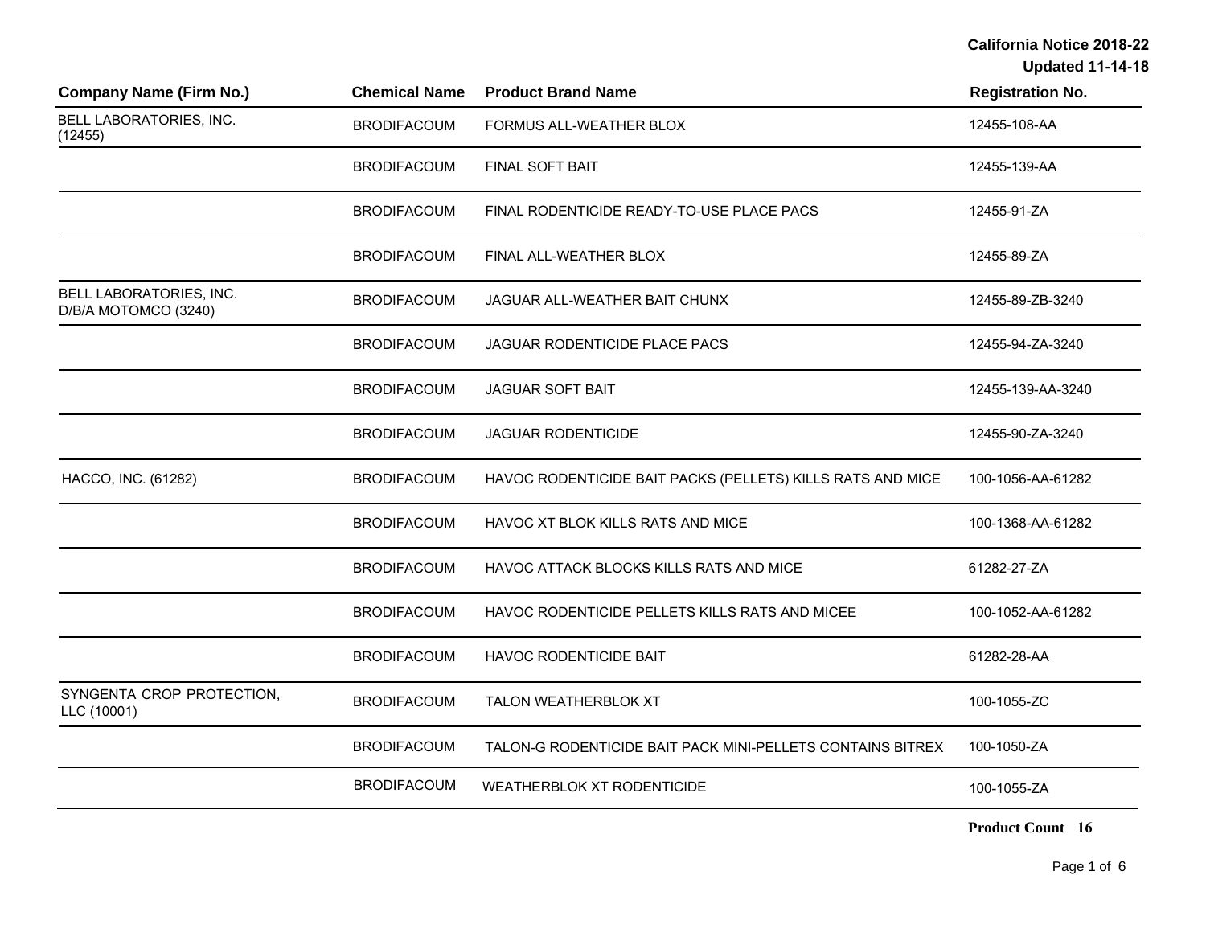**California Notice 2018-22**
**Updated 11-14-18**

| Company Name (Firm No.) | Chemical Name | Product Brand Name | Registration No. |
|---|---|---|---|
| BELL LABORATORIES, INC. (12455) | BRODIFACOUM | FORMUS ALL-WEATHER BLOX | 12455-108-AA |
| | BRODIFACOUM | FINAL SOFT BAIT | 12455-139-AA |
| | BRODIFACOUM | FINAL RODENTICIDE READY-TO-USE PLACE PACS | 12455-91-ZA |
| | BRODIFACOUM | FINAL ALL-WEATHER BLOX | 12455-89-ZA |
| BELL LABORATORIES, INC. D/B/A MOTOMCO (3240) | BRODIFACOUM | JAGUAR ALL-WEATHER BAIT CHUNX | 12455-89-ZB-3240 |
| | BRODIFACOUM | JAGUAR RODENTICIDE PLACE PACS | 12455-94-ZA-3240 |
| | BRODIFACOUM | JAGUAR SOFT BAIT | 12455-139-AA-3240 |
| | BRODIFACOUM | JAGUAR RODENTICIDE | 12455-90-ZA-3240 |
| HACCO, INC. (61282) | BRODIFACOUM | HAVOC RODENTICIDE BAIT PACKS (PELLETS) KILLS RATS AND MICE | 100-1056-AA-61282 |
| | BRODIFACOUM | HAVOC XT BLOK KILLS RATS AND MICE | 100-1368-AA-61282 |
| | BRODIFACOUM | HAVOC ATTACK BLOCKS KILLS RATS AND MICE | 61282-27-ZA |
| | BRODIFACOUM | HAVOC RODENTICIDE PELLETS KILLS RATS AND MICEE | 100-1052-AA-61282 |
| | BRODIFACOUM | HAVOC RODENTICIDE BAIT | 61282-28-AA |
| SYNGENTA CROP PROTECTION, LLC (10001) | BRODIFACOUM | TALON WEATHERBLOK XT | 100-1055-ZC |
| | BRODIFACOUM | TALON-G RODENTICIDE BAIT PACK MINI-PELLETS CONTAINS BITREX | 100-1050-ZA |
| | BRODIFACOUM | WEATHERBLOK XT RODENTICIDE | 100-1055-ZA |

**Product Count 16**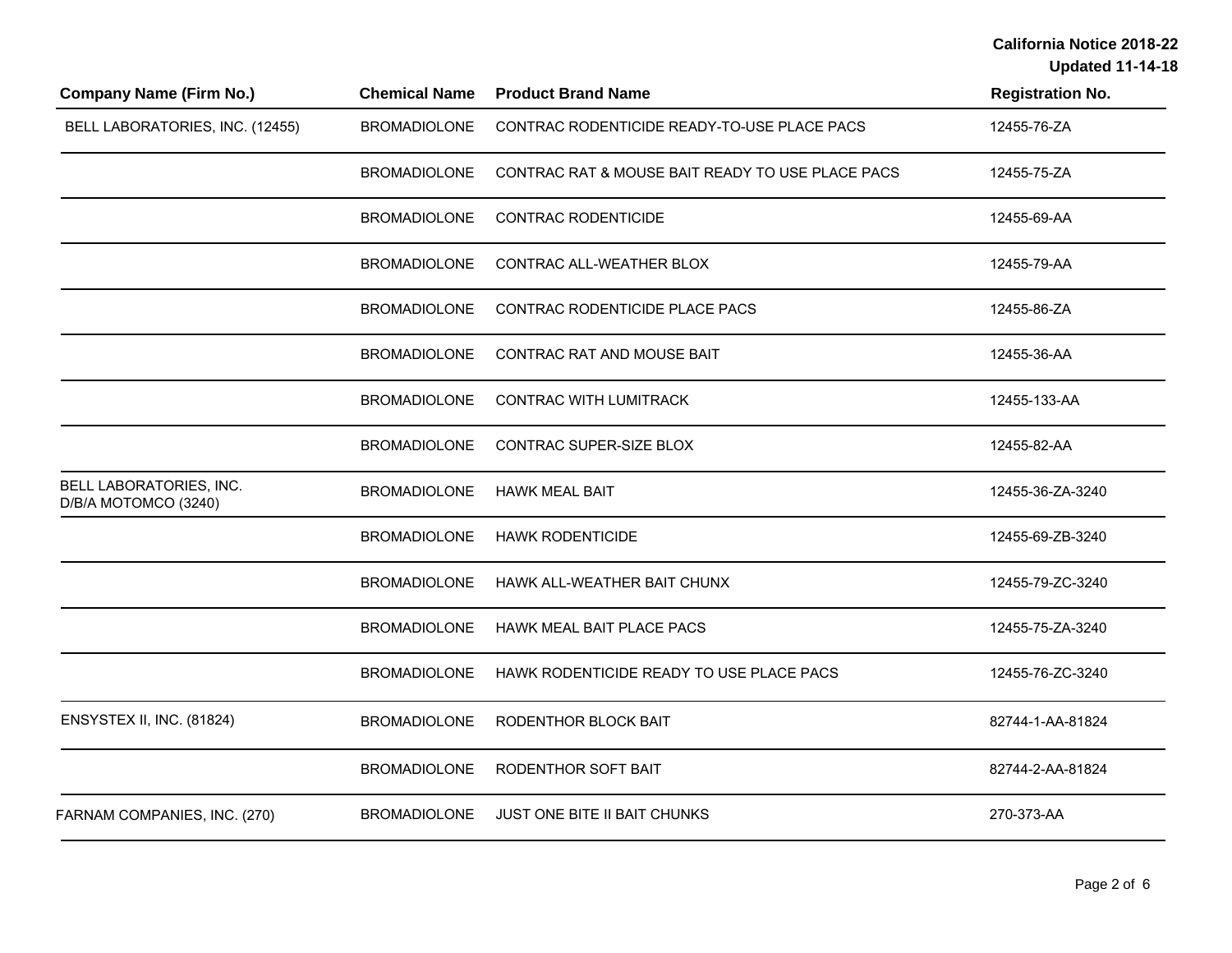| Company Name (Firm No.) | Chemical Name | Product Brand Name | Registration No. |
| --- | --- | --- | --- |
| BELL LABORATORIES, INC. (12455) | BROMADIOLONE | CONTRAC RODENTICIDE READY-TO-USE PLACE PACS | 12455-76-ZA |
| | BROMADIOLONE | CONTRAC RAT & MOUSE BAIT READY TO USE PLACE PACS | 12455-75-ZA |
| | BROMADIOLONE | CONTRAC RODENTICIDE | 12455-69-AA |
| | BROMADIOLONE | CONTRAC ALL-WEATHER BLOX | 12455-79-AA |
| | BROMADIOLONE | CONTRAC RODENTICIDE PLACE PACS | 12455-86-ZA |
| | BROMADIOLONE | CONTRAC RAT AND MOUSE BAIT | 12455-36-AA |
| | BROMADIOLONE | CONTRAC WITH LUMITRACK | 12455-133-AA |
| | BROMADIOLONE | CONTRAC SUPER-SIZE BLOX | 12455-82-AA |
| BELL LABORATORIES, INC. D/B/A MOTOMCO (3240) | BROMADIOLONE | HAWK MEAL BAIT | 12455-36-ZA-3240 |
| | BROMADIOLONE | HAWK RODENTICIDE | 12455-69-ZB-3240 |
| | BROMADIOLONE | HAWK ALL-WEATHER BAIT CHUNX | 12455-79-ZC-3240 |
| | BROMADIOLONE | HAWK MEAL BAIT PLACE PACS | 12455-75-ZA-3240 |
| | BROMADIOLONE | HAWK RODENTICIDE READY TO USE PLACE PACS | 12455-76-ZC-3240 |
| ENSYSTEX II, INC. (81824) | BROMADIOLONE | RODENTHOR BLOCK BAIT | 82744-1-AA-81824 |
| | BROMADIOLONE | RODENTHOR SOFT BAIT | 82744-2-AA-81824 |
| FARNAM COMPANIES, INC. (270) | BROMADIOLONE | JUST ONE BITE II BAIT CHUNKS | 270-373-AA |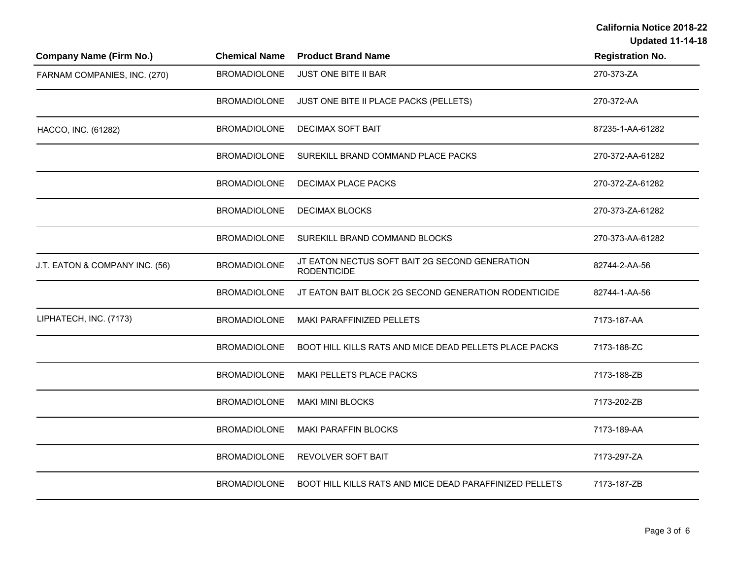| Company Name (Firm No.) | Chemical Name | Product Brand Name | Registration No. |
|---|---|---|---|
| FARNAM COMPANIES, INC. (270) | BROMADIOLONE | JUST ONE BITE II BAR | 270-373-ZA |
| | BROMADIOLONE | JUST ONE BITE II PLACE PACKS (PELLETS) | 270-372-AA |
| HACCO, INC. (61282) | BROMADIOLONE | DECIMAX SOFT BAIT | 87235-1-AA-61282 |
| | BROMADIOLONE | SUREKILL BRAND COMMAND PLACE PACKS | 270-372-AA-61282 |
| | BROMADIOLONE | DECIMAX PLACE PACKS | 270-372-ZA-61282 |
| | BROMADIOLONE | DECIMAX BLOCKS | 270-373-ZA-61282 |
| | BROMADIOLONE | SUREKILL BRAND COMMAND BLOCKS | 270-373-AA-61282 |
| J.T. EATON & COMPANY INC. (56) | BROMADIOLONE | JT EATON NECTUS SOFT BAIT 2G SECOND GENERATION RODENTICIDE | 82744-2-AA-56 |
| | BROMADIOLONE | JT EATON BAIT BLOCK 2G SECOND GENERATION RODENTICIDE | 82744-1-AA-56 |
| LIPHATECH, INC. (7173) | BROMADIOLONE | MAKI PARAFFINIZED PELLETS | 7173-187-AA |
| | BROMADIOLONE | BOOT HILL KILLS RATS AND MICE DEAD PELLETS PLACE PACKS | 7173-188-ZC |
| | BROMADIOLONE | MAKI PELLETS PLACE PACKS | 7173-188-ZB |
| | BROMADIOLONE | MAKI MINI BLOCKS | 7173-202-ZB |
| | BROMADIOLONE | MAKI PARAFFIN BLOCKS | 7173-189-AA |
| | BROMADIOLONE | REVOLVER SOFT BAIT | 7173-297-ZA |
| | BROMADIOLONE | BOOT HILL KILLS RATS AND MICE DEAD PARAFFINIZED PELLETS | 7173-187-ZB |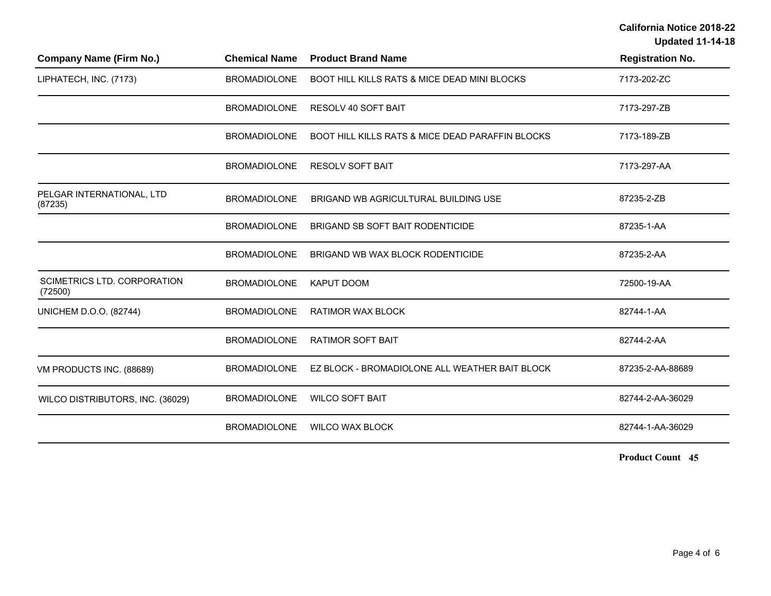| Company Name (Firm No.) | Chemical Name | Product Brand Name | Registration No. |
|---|---|---|---|
| LIPHATECH, INC. (7173) | BROMADIOLONE | BOOT HILL KILLS RATS & MICE DEAD MINI BLOCKS | 7173-202-ZC |
| | BROMADIOLONE | RESOLV 40 SOFT BAIT | 7173-297-ZB |
| | BROMADIOLONE | BOOT HILL KILLS RATS & MICE DEAD PARAFFIN BLOCKS | 7173-189-ZB |
| | BROMADIOLONE | RESOLV SOFT BAIT | 7173-297-AA |
| PELGAR INTERNATIONAL, LTD (87235) | BROMADIOLONE | BRIGAND WB AGRICULTURAL BUILDING USE | 87235-2-ZB |
| | BROMADIOLONE | BRIGAND SB SOFT BAIT RODENTICIDE | 87235-1-AA |
| | BROMADIOLONE | BRIGAND WB WAX BLOCK RODENTICIDE | 87235-2-AA |
| SCIMETRICS LTD. CORPORATION (72500) | BROMADIOLONE | KAPUT DOOM | 72500-19-AA |
| UNICHEM D.O.O. (82744) | BROMADIOLONE | RATIMOR WAX BLOCK | 82744-1-AA |
| | BROMADIOLONE | RATIMOR SOFT BAIT | 82744-2-AA |
| VM PRODUCTS INC. (88689) | BROMADIOLONE | EZ BLOCK - BROMADIOLONE ALL WEATHER BAIT BLOCK | 87235-2-AA-88689 |
| WILCO DISTRIBUTORS, INC. (36029) | BROMADIOLONE | WILCO SOFT BAIT | 82744-2-AA-36029 |
| | BROMADIOLONE | WILCO WAX BLOCK | 82744-1-AA-36029 |

**Product Count 45**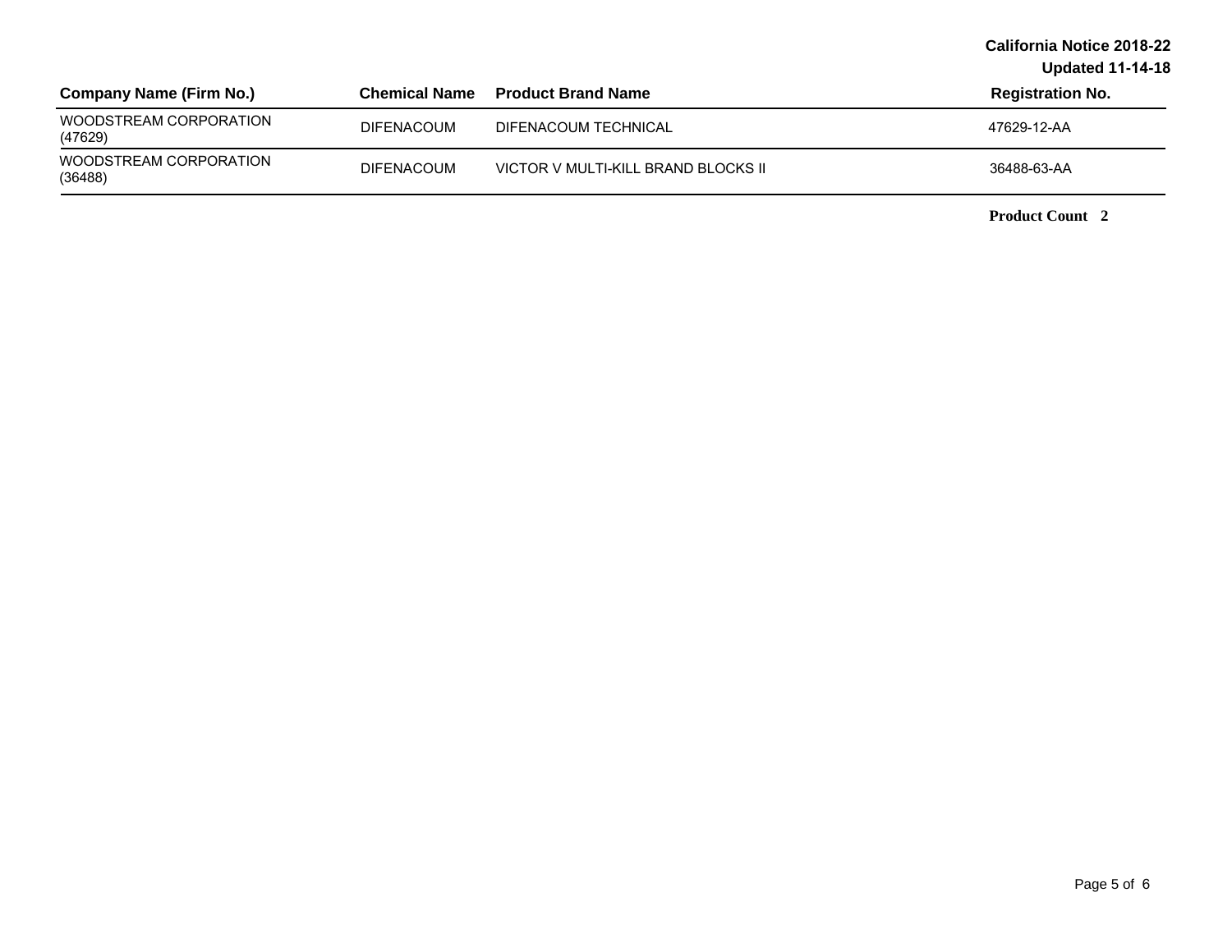California Notice 2018-22
Updated 11-14-18

| Company Name (Firm No.) | Chemical Name | Product Brand Name | Registration No. |
|---|---|---|---|
| WOODSTREAM CORPORATION (47629) | DIFENACOUM | DIFENACOUM TECHNICAL | 47629-12-AA |
| WOODSTREAM CORPORATION (36488) | DIFENACOUM | VICTOR V MULTI-KILL BRAND BLOCKS II | 36488-63-AA |

**Product Count 2**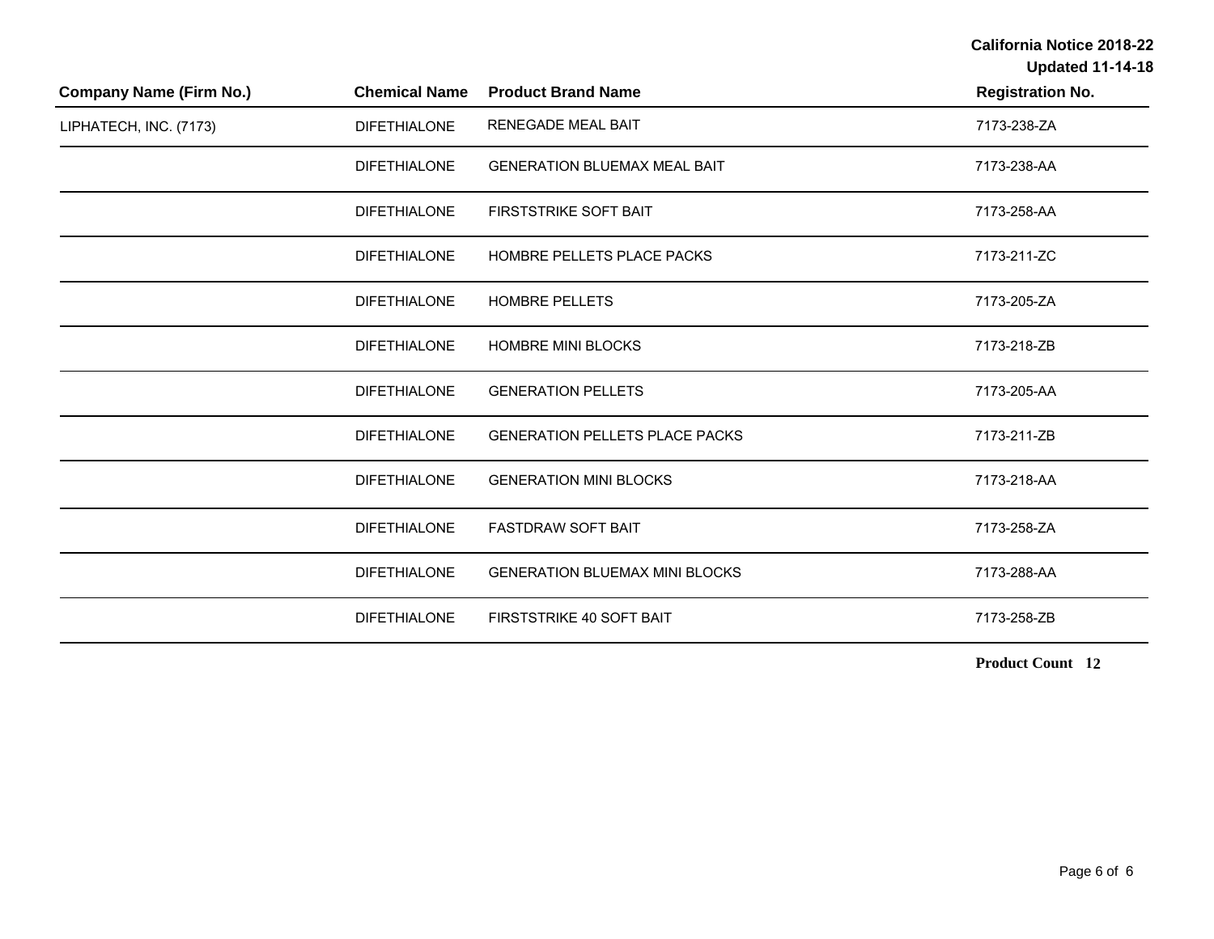California Notice 2018-22
Updated 11-14-18

| Company Name (Firm No.) | Chemical Name | Product Brand Name | Registration No. |
|---|---|---|---|
| LIPHATECH, INC. (7173) | DIFETHIALONE | RENEGADE MEAL BAIT | 7173-238-ZA |
| | DIFETHIALONE | GENERATION BLUEMAX MEAL BAIT | 7173-238-AA |
| | DIFETHIALONE | FIRSTSTRIKE SOFT BAIT | 7173-258-AA |
| | DIFETHIALONE | HOMBRE PELLETS PLACE PACKS | 7173-211-ZC |
| | DIFETHIALONE | HOMBRE PELLETS | 7173-205-ZA |
| | DIFETHIALONE | HOMBRE MINI BLOCKS | 7173-218-ZB |
| | DIFETHIALONE | GENERATION PELLETS | 7173-205-AA |
| | DIFETHIALONE | GENERATION PELLETS PLACE PACKS | 7173-211-ZB |
| | DIFETHIALONE | GENERATION MINI BLOCKS | 7173-218-AA |
| | DIFETHIALONE | FASTDRAW SOFT BAIT | 7173-258-ZA |
| | DIFETHIALONE | GENERATION BLUEMAX MINI BLOCKS | 7173-288-AA |
| | DIFETHIALONE | FIRSTSTRIKE 40 SOFT BAIT | 7173-258-ZB |

**Product Count 12**